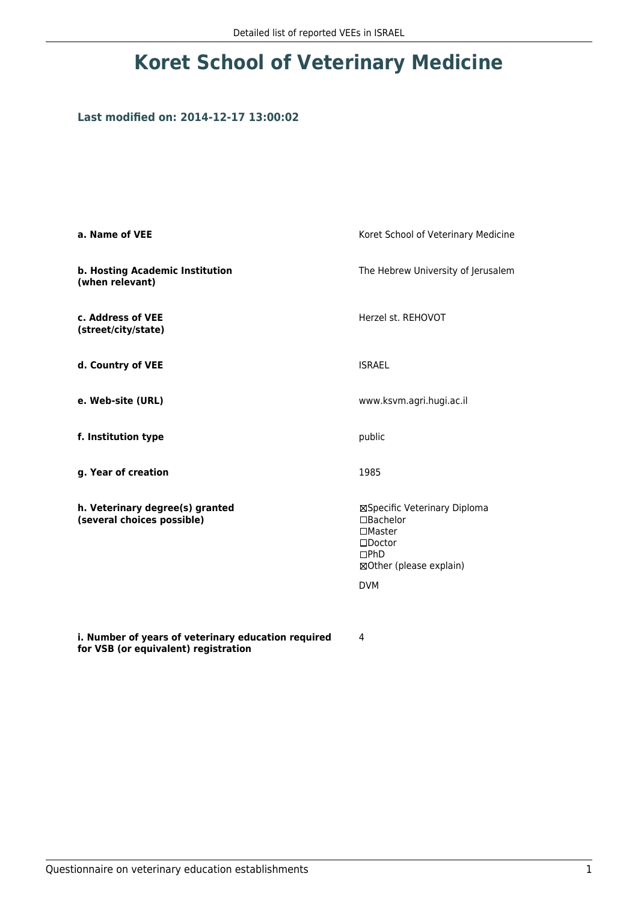# Koret School of Veterinary Medicine

### Last modified on: 2014-12-17 13:00:02

| | |
|---|---|
| **a. Name of VEE** | Koret School of Veterinary Medicine |
| **b. Hosting Academic Institution (when relevant)** | The Hebrew University of Jerusalem |
| **c. Address of VEE (street/city/state)** | Herzel st. REHOVOT |
| **d. Country of VEE** | ISRAEL |
| **e. Web-site (URL)** | www.ksvm.agri.hugi.ac.il |
| **f. Institution type** | public |
| **g. Year of creation** | 1985 |
| **h. Veterinary degree(s) granted (several choices possible)** | ☒Specific Veterinary Diploma<br>☐Bachelor<br>☐Master<br>☐Doctor<br>☐PhD<br>☒Other (please explain)<br><br>DVM |
| **i. Number of years of veterinary education required for VSB (or equivalent) registration** | 4 |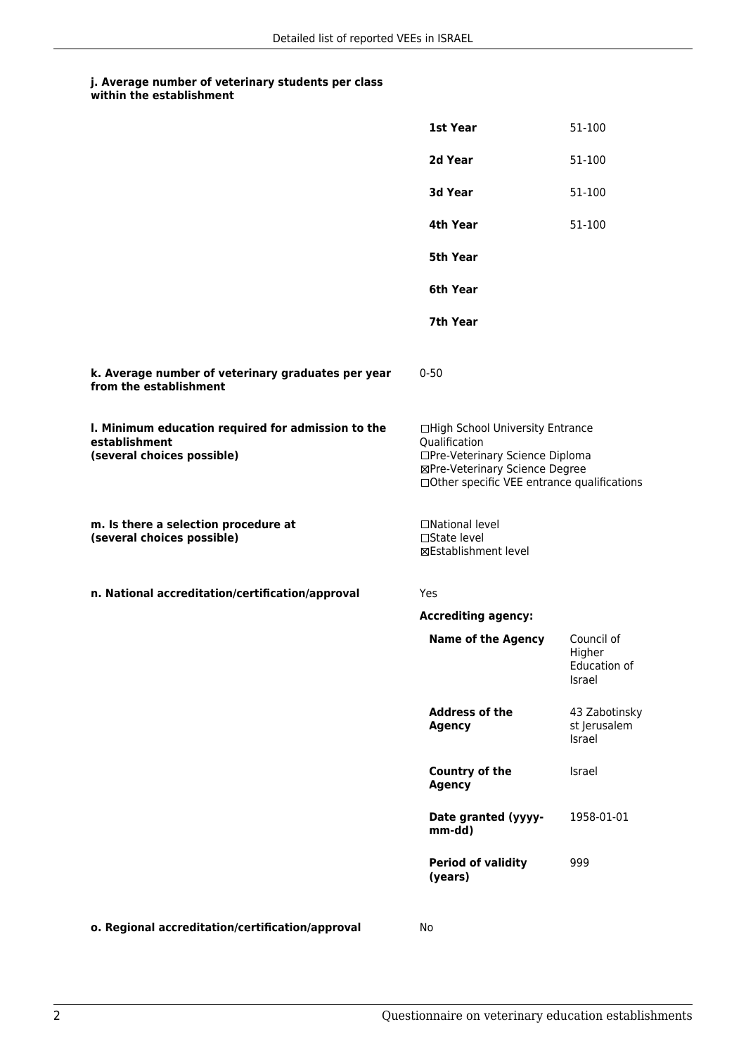**j. Average number of veterinary students per class within the establishment**

| | |
|---|---|
| **1st Year** | 51-100 |
| **2d Year** | 51-100 |
| **3d Year** | 51-100 |
| **4th Year** | 51-100 |
| **5th Year** | |
| **6th Year** | |
| **7th Year** | |

**k. Average number of veterinary graduates per year from the establishment**

0-50

**l. Minimum education required for admission to the establishment (several choices possible)**

☐High School University Entrance Qualification
☐Pre-Veterinary Science Diploma
☒Pre-Veterinary Science Degree
☐Other specific VEE entrance qualifications

**m. Is there a selection procedure at (several choices possible)**

☐National level
☐State level
☒Establishment level

**n. National accreditation/certification/approval**

Yes

**Accrediting agency:**

| | |
|---|---|
| **Name of the Agency** | Council of Higher Education of Israel |
| **Address of the Agency** | 43 Zabotinsky st Jerusalem Israel |
| **Country of the Agency** | Israel |
| **Date granted (yyyy-mm-dd)** | 1958-01-01 |
| **Period of validity (years)** | 999 |

**o. Regional accreditation/certification/approval**

No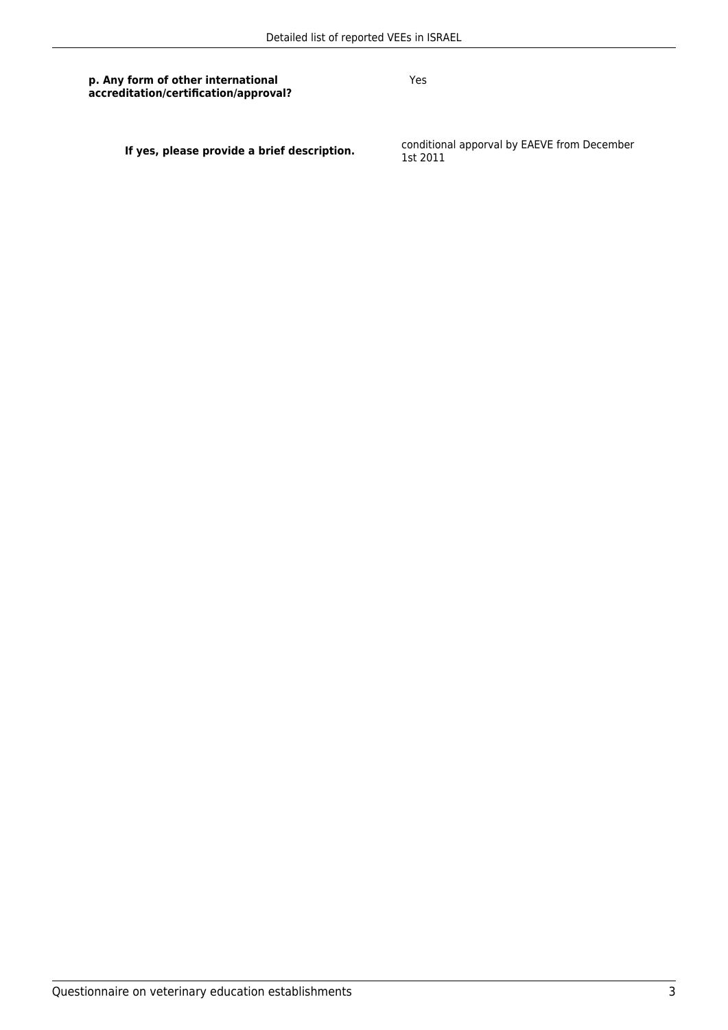**p. Any form of other international accreditation/certification/approval?**

Yes

**If yes, please provide a brief description.**

conditional apporval by EAEVE from December 1st 2011